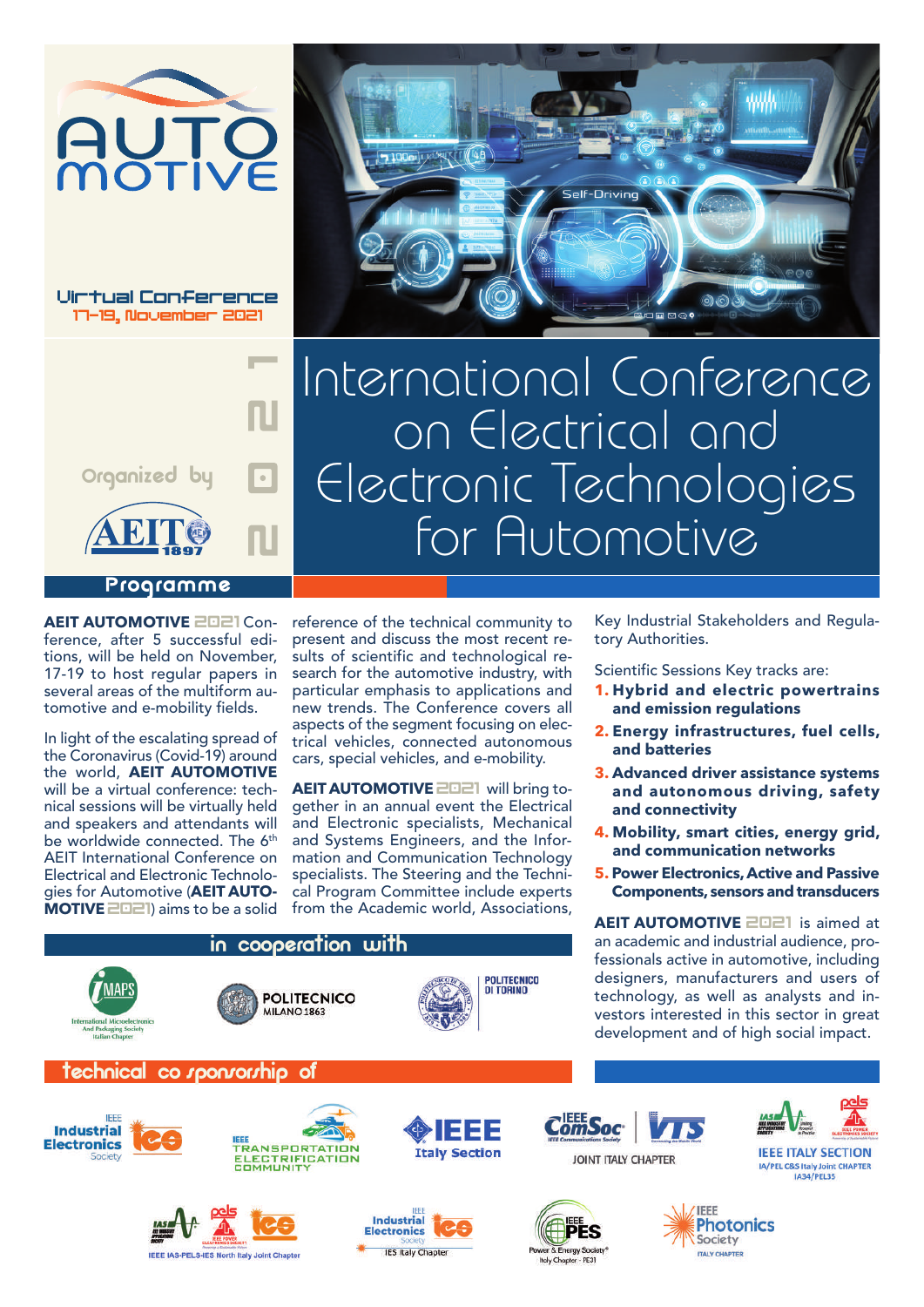# AUTOMOTIVE

Virtual Conference
17-19, November 2021

2021

Organized by AEIT 1897

# International Conference on Electrical and Electronic Technologies for Automotive

## Programme

**AEIT AUTOMOTIVE 2021** Conference, after 5 successful editions, will be held on November, 17-19 to host regular papers in several areas of the multiform automotive and e-mobility fields.

In light of the escalating spread of the Coronavirus (Covid-19) around the world, **AEIT AUTOMOTIVE** will be a virtual conference: technical sessions will be virtually held and speakers and attendants will be worldwide connected. The 6th AEIT International Conference on Electrical and Electronic Technologies for Automotive (**AEIT AUTOMOTIVE 2021**) aims to be a solid reference of the technical community to present and discuss the most recent results of scientific and technological research for the automotive industry, with particular emphasis to applications and new trends. The Conference covers all aspects of the segment focusing on electrical vehicles, connected autonomous cars, special vehicles, and e-mobility.

**AEIT AUTOMOTIVE 2021** will bring together in an annual event the Electrical and Electronic specialists, Mechanical and Systems Engineers, and the Information and Communication Technology specialists. The Steering and the Technical Program Committee include experts from the Academic world, Associations, Key Industrial Stakeholders and Regulatory Authorities.

Scientific Sessions Key tracks are:

1. **Hybrid and electric powertrains and emission regulations**
2. **Energy infrastructures, fuel cells, and batteries**
3. **Advanced driver assistance systems and autonomous driving, safety and connectivity**
4. **Mobility, smart cities, energy grid, and communication networks**
5. **Power Electronics, Active and Passive Components, sensors and transducers**

**AEIT AUTOMOTIVE 2021** is aimed at an academic and industrial audience, professionals active in automotive, including designers, manufacturers and users of technology, as well as analysts and investors interested in this sector in great development and of high social impact.

## in cooperation with

iMAPS International Microelectronics And Packaging Society Italian Chapter

POLITECNICO MILANO 1863

POLITECNICO DI TORINO

## technical co-sponsorship of

IEEE Industrial Electronics Society

IEEE Transportation Electrification Community

IEEE Italy Section

IEEE ComSoc / VTS Joint Italy Chapter

IEEE Italy Section IA/PEL CSS Italy Joint Chapter IA34/PEL35

IEEE IAS-PELS-IES North Italy Joint Chapter

IEEE Industrial Electronics Society IES Italy Chapter

IEEE PES Power & Energy Society Italy Chapter - PE31

IEEE Photonics Society Italy Chapter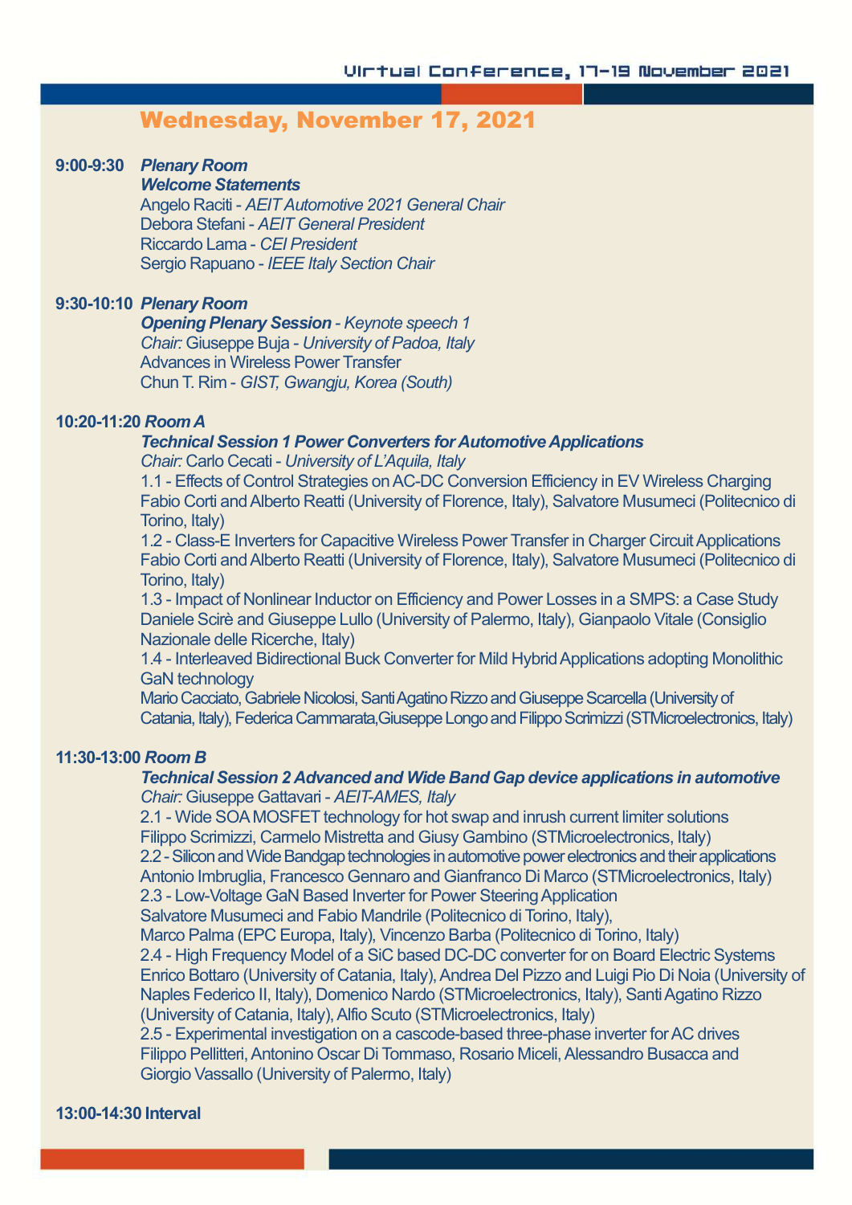## Wednesday, November 17, 2021

**9:00-9:30** ***Plenary Room***
***Welcome Statements***
Angelo Raciti - *AEIT Automotive 2021 General Chair*
Debora Stefani - *AEIT General President*
Riccardo Lama - *CEI President*
Sergio Rapuano - *IEEE Italy Section Chair*

**9:30-10:10** ***Plenary Room***
***Opening Plenary Session*** - *Keynote speech 1*
*Chair:* Giuseppe Buja - *University of Padoa, Italy*
Advances in Wireless Power Transfer
Chun T. Rim - *GIST, Gwangju, Korea (South)*

**10:20-11:20** ***Room A***
***Technical Session 1 Power Converters for Automotive Applications***
*Chair:* Carlo Cecati - *University of L'Aquila, Italy*
1.1 - Effects of Control Strategies on AC-DC Conversion Efficiency in EV Wireless Charging
Fabio Corti and Alberto Reatti (University of Florence, Italy), Salvatore Musumeci (Politecnico di Torino, Italy)
1.2 - Class-E Inverters for Capacitive Wireless Power Transfer in Charger Circuit Applications
Fabio Corti and Alberto Reatti (University of Florence, Italy), Salvatore Musumeci (Politecnico di Torino, Italy)
1.3 - Impact of Nonlinear Inductor on Efficiency and Power Losses in a SMPS: a Case Study
Daniele Scirè and Giuseppe Lullo (University of Palermo, Italy), Gianpaolo Vitale (Consiglio Nazionale delle Ricerche, Italy)
1.4 - Interleaved Bidirectional Buck Converter for Mild Hybrid Applications adopting Monolithic GaN technology
Mario Cacciato, Gabriele Nicolosi, Santi Agatino Rizzo and Giuseppe Scarcella (University of Catania, Italy), Federica Cammarata,Giuseppe Longo and Filippo Scrimizzi (STMicroelectronics, Italy)

**11:30-13:00** ***Room B***
***Technical Session 2 Advanced and Wide Band Gap device applications in automotive***
*Chair:* Giuseppe Gattavari - *AEIT-AMES, Italy*
2.1 - Wide SOA MOSFET technology for hot swap and inrush current limiter solutions
Filippo Scrimizzi, Carmelo Mistretta and Giusy Gambino (STMicroelectronics, Italy)
2.2 - Silicon and Wide Bandgap technologies in automotive power electronics and their applications
Antonio Imbruglia, Francesco Gennaro and Gianfranco Di Marco (STMicroelectronics, Italy)
2.3 - Low-Voltage GaN Based Inverter for Power Steering Application
Salvatore Musumeci and Fabio Mandrile (Politecnico di Torino, Italy),
Marco Palma (EPC Europa, Italy), Vincenzo Barba (Politecnico di Torino, Italy)
2.4 - High Frequency Model of a SiC based DC-DC converter for on Board Electric Systems
Enrico Bottaro (University of Catania, Italy), Andrea Del Pizzo and Luigi Pio Di Noia (University of Naples Federico II, Italy), Domenico Nardo (STMicroelectronics, Italy), Santi Agatino Rizzo (University of Catania, Italy), Alfio Scuto (STMicroelectronics, Italy)
2.5 - Experimental investigation on a cascode-based three-phase inverter for AC drives
Filippo Pellitteri, Antonino Oscar Di Tommaso, Rosario Miceli, Alessandro Busacca and Giorgio Vassallo (University of Palermo, Italy)

**13:00-14:30 Interval**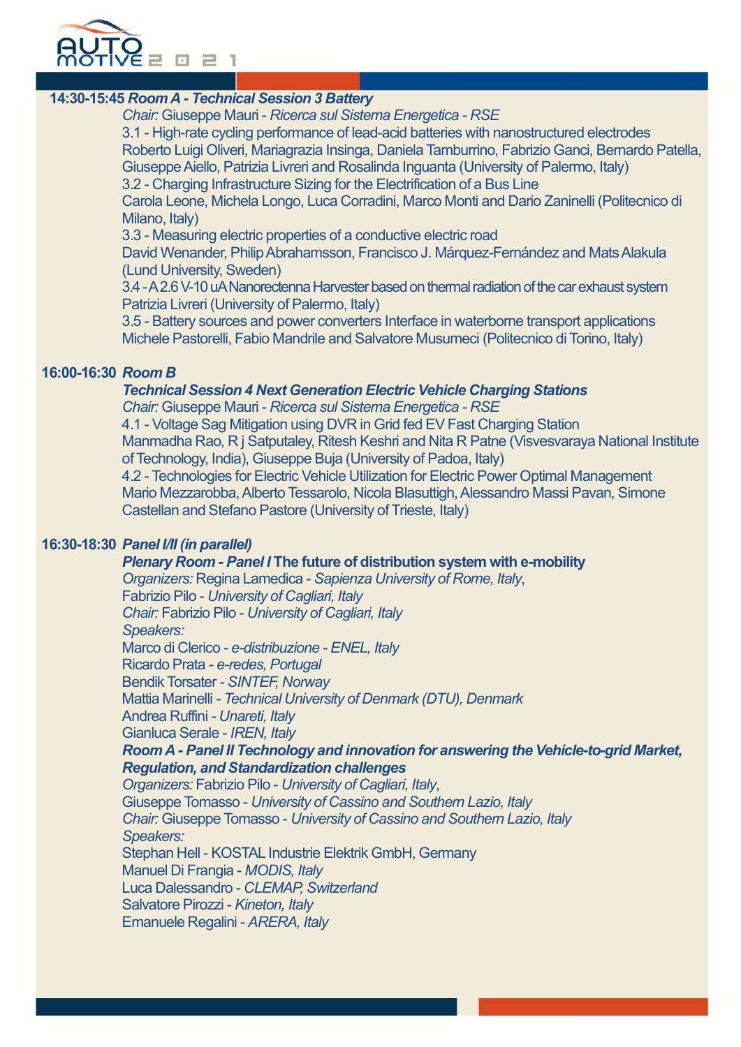**14:30-15:45 *Room A - Technical Session 3 Battery***

*Chair:* Giuseppe Mauri - *Ricerca sul Sistema Energetica - RSE*

3.1 - High-rate cycling performance of lead-acid batteries with nanostructured electrodes
Roberto Luigi Oliveri, Mariagrazia Insinga, Daniela Tamburrino, Fabrizio Ganci, Bernardo Patella, Giuseppe Aiello, Patrizia Livreri and Rosalinda Inguanta (University of Palermo, Italy)

3.2 - Charging Infrastructure Sizing for the Electrification of a Bus Line
Carola Leone, Michela Longo, Luca Corradini, Marco Monti and Dario Zaninelli (Politecnico di Milano, Italy)

3.3 - Measuring electric properties of a conductive electric road
David Wenander, Philip Abrahamsson, Francisco J. Márquez-Fernández and Mats Alakula (Lund University, Sweden)

3.4 - A 2.6 V-10 uA Nanorectenna Harvester based on thermal radiation of the car exhaust system
Patrizia Livreri (University of Palermo, Italy)

3.5 - Battery sources and power converters Interface in waterborne transport applications
Michele Pastorelli, Fabio Mandrile and Salvatore Musumeci (Politecnico di Torino, Italy)

**16:00-16:30 *Room B***

***Technical Session 4 Next Generation Electric Vehicle Charging Stations***

*Chair:* Giuseppe Mauri - *Ricerca sul Sistema Energetica - RSE*

4.1 - Voltage Sag Mitigation using DVR in Grid fed EV Fast Charging Station
Manmadha Rao, R j Satputaley, Ritesh Keshri and Nita R Patne (Visvesvaraya National Institute of Technology, India), Giuseppe Buja (University of Padoa, Italy)

4.2 - Technologies for Electric Vehicle Utilization for Electric Power Optimal Management
Mario Mezzarobba, Alberto Tessarolo, Nicola Blasuttigh, Alessandro Massi Pavan, Simone Castellan and Stefano Pastore (University of Trieste, Italy)

**16:30-18:30 *Panel I/II (in parallel)***

***Plenary Room - Panel I* The future of distribution system with e-mobility**

*Organizers:* Regina Lamedica - *Sapienza University of Rome, Italy*,
Fabrizio Pilo - *University of Cagliari, Italy*

*Chair:* Fabrizio Pilo - *University of Cagliari, Italy*

*Speakers:*

Marco di Clerico - *e-distribuzione - ENEL, Italy*
Ricardo Prata - *e-redes, Portugal*
Bendik Torsater - *SINTEF, Norway*
Mattia Marinelli - *Technical University of Denmark (DTU), Denmark*
Andrea Ruffini - *Unareti, Italy*
Gianluca Serale - *IREN, Italy*

***Room A - Panel II Technology and innovation for answering the Vehicle-to-grid Market, Regulation, and Standardization challenges***

*Organizers:* Fabrizio Pilo - *University of Cagliari, Italy*,
Giuseppe Tomasso - *University of Cassino and Southern Lazio, Italy*

*Chair:* Giuseppe Tomasso - *University of Cassino and Southern Lazio, Italy*

*Speakers:*

Stephan Hell - KOSTAL Industrie Elektrik GmbH, Germany
Manuel Di Frangia - *MODIS, Italy*
Luca Dalessandro - *CLEMAP, Switzerland*
Salvatore Pirozzi - *Kineton, Italy*
Emanuele Regalini - *ARERA, Italy*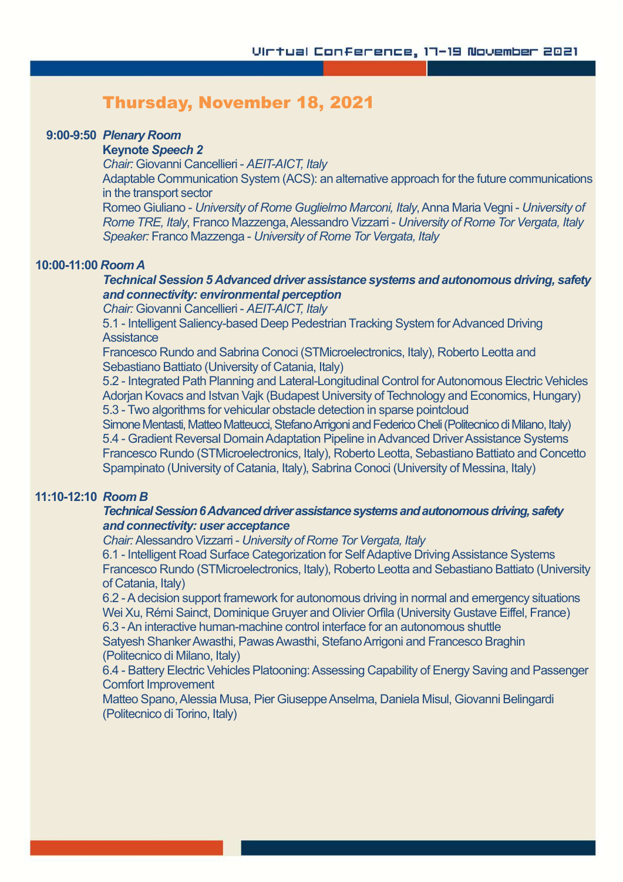# Thursday, November 18, 2021

**9:00-9:50** ***Plenary Room***

**Keynote *Speech 2***

*Chair:* Giovanni Cancellieri - *AEIT-AICT, Italy*

Adaptable Communication System (ACS): an alternative approach for the future communications in the transport sector

Romeo Giuliano - *University of Rome Guglielmo Marconi, Italy*, Anna Maria Vegni - *University of Rome TRE, Italy*, Franco Mazzenga, Alessandro Vizzarri - *University of Rome Tor Vergata, Italy*

*Speaker:* Franco Mazzenga - *University of Rome Tor Vergata, Italy*

**10:00-11:00** ***Room A***

***Technical Session 5 Advanced driver assistance systems and autonomous driving, safety and connectivity: environmental perception***

*Chair:* Giovanni Cancellieri - *AEIT-AICT, Italy*

5.1 - Intelligent Saliency-based Deep Pedestrian Tracking System for Advanced Driving Assistance

Francesco Rundo and Sabrina Conoci (STMicroelectronics, Italy), Roberto Leotta and Sebastiano Battiato (University of Catania, Italy)

5.2 - Integrated Path Planning and Lateral-Longitudinal Control for Autonomous Electric Vehicles

Adorjan Kovacs and Istvan Vajk (Budapest University of Technology and Economics, Hungary)

5.3 - Two algorithms for vehicular obstacle detection in sparse pointcloud

Simone Mentasti, Matteo Matteucci, Stefano Arrigoni and Federico Cheli (Politecnico di Milano, Italy)

5.4 - Gradient Reversal Domain Adaptation Pipeline in Advanced Driver Assistance Systems

Francesco Rundo (STMicroelectronics, Italy), Roberto Leotta, Sebastiano Battiato and Concetto Spampinato (University of Catania, Italy), Sabrina Conoci (University of Messina, Italy)

**11:10-12:10** ***Room B***

***Technical Session 6 Advanced driver assistance systems and autonomous driving, safety and connectivity: user acceptance***

*Chair:* Alessandro Vizzarri - *University of Rome Tor Vergata, Italy*

6.1 - Intelligent Road Surface Categorization for Self Adaptive Driving Assistance Systems

Francesco Rundo (STMicroelectronics, Italy), Roberto Leotta and Sebastiano Battiato (University of Catania, Italy)

6.2 - A decision support framework for autonomous driving in normal and emergency situations

Wei Xu, Rémi Sainct, Dominique Gruyer and Olivier Orfila (University Gustave Eiffel, France)

6.3 - An interactive human-machine control interface for an autonomous shuttle

Satyesh Shanker Awasthi, Pawas Awasthi, Stefano Arrigoni and Francesco Braghin (Politecnico di Milano, Italy)

6.4 - Battery Electric Vehicles Platooning: Assessing Capability of Energy Saving and Passenger Comfort Improvement

Matteo Spano, Alessia Musa, Pier Giuseppe Anselma, Daniela Misul, Giovanni Belingardi (Politecnico di Torino, Italy)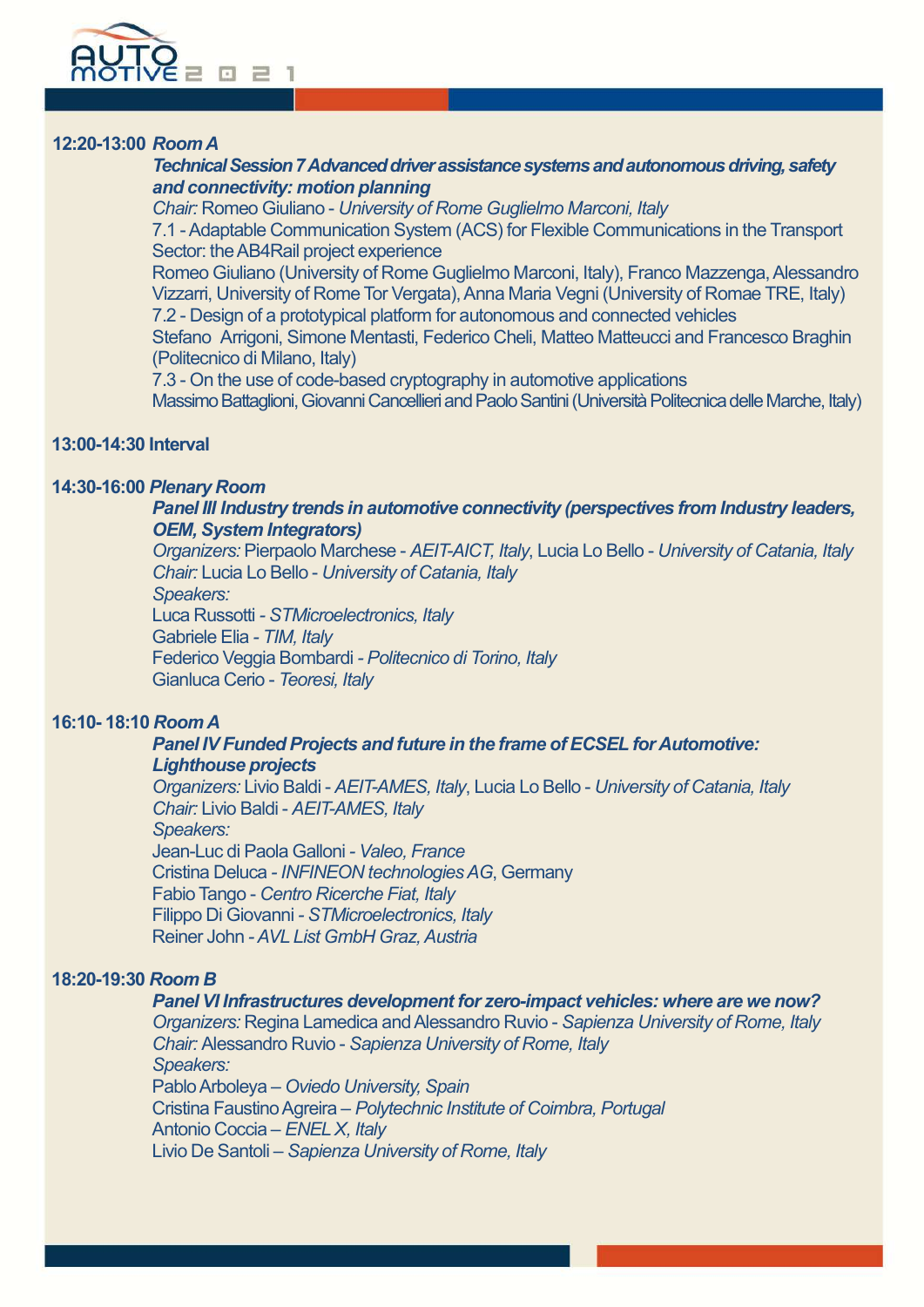**12:20-13:00** ***Room A***

***Technical Session 7 Advanced driver assistance systems and autonomous driving, safety and connectivity: motion planning***

*Chair:* Romeo Giuliano - *University of Rome Guglielmo Marconi, Italy*

7.1 - Adaptable Communication System (ACS) for Flexible Communications in the Transport Sector: the AB4Rail project experience

Romeo Giuliano (University of Rome Guglielmo Marconi, Italy), Franco Mazzenga, Alessandro Vizzarri, University of Rome Tor Vergata), Anna Maria Vegni (University of Romae TRE, Italy)

7.2 - Design of a prototypical platform for autonomous and connected vehicles

Stefano Arrigoni, Simone Mentasti, Federico Cheli, Matteo Matteucci and Francesco Braghin (Politecnico di Milano, Italy)

7.3 - On the use of code-based cryptography in automotive applications

Massimo Battaglioni, Giovanni Cancellieri and Paolo Santini (Università Politecnica delle Marche, Italy)

**13:00-14:30 Interval**

**14:30-16:00** ***Plenary Room***

***Panel III Industry trends in automotive connectivity (perspectives from Industry leaders, OEM, System Integrators)***

*Organizers:* Pierpaolo Marchese - *AEIT-AICT, Italy*, Lucia Lo Bello - *University of Catania, Italy*

*Chair:* Lucia Lo Bello - *University of Catania, Italy*

*Speakers:*

Luca Russotti - *STMicroelectronics, Italy*

Gabriele Elia - *TIM, Italy*

Federico Veggia Bombardi - *Politecnico di Torino, Italy*

Gianluca Cerio - *Teoresi, Italy*

**16:10- 18:10** ***Room A***

***Panel IV Funded Projects and future in the frame of ECSEL for Automotive: Lighthouse projects***

*Organizers:* Livio Baldi - *AEIT-AMES, Italy*, Lucia Lo Bello - *University of Catania, Italy*

*Chair:* Livio Baldi - *AEIT-AMES, Italy*

*Speakers:*

Jean-Luc di Paola Galloni - *Valeo, France*

Cristina Deluca - *INFINEON technologies AG*, Germany

Fabio Tango - *Centro Ricerche Fiat, Italy*

Filippo Di Giovanni - *STMicroelectronics, Italy*

Reiner John - *AVL List GmbH Graz, Austria*

**18:20-19:30** ***Room B***

***Panel VI Infrastructures development for zero-impact vehicles: where are we now?***

*Organizers:* Regina Lamedica and Alessandro Ruvio - *Sapienza University of Rome, Italy*

*Chair:* Alessandro Ruvio - *Sapienza University of Rome, Italy*

*Speakers:*

Pablo Arboleya – *Oviedo University, Spain*

Cristina Faustino Agreira – *Polytechnic Institute of Coimbra, Portugal*

Antonio Coccia – *ENEL X, Italy*

Livio De Santoli – *Sapienza University of Rome, Italy*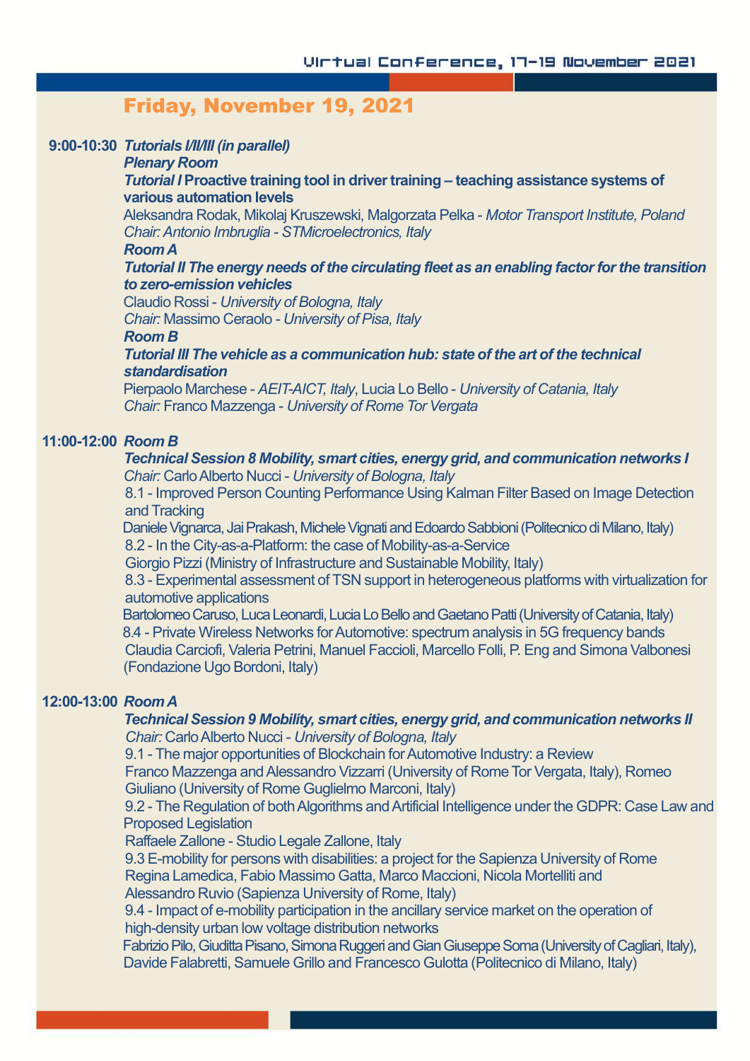## Friday, November 19, 2021

**9:00-10:30** ***Tutorials I/II/III (in parallel)***

***Plenary Room***

***Tutorial I* Proactive training tool in driver training – teaching assistance systems of various automation levels**

Aleksandra Rodak, Mikolaj Kruszewski, Malgorzata Pelka - *Motor Transport Institute, Poland*

*Chair: Antonio Imbruglia - STMicroelectronics, Italy*

***Room A***

***Tutorial II The energy needs of the circulating fleet as an enabling factor for the transition to zero-emission vehicles***

Claudio Rossi - *University of Bologna, Italy*

*Chair:* Massimo Ceraolo - *University of Pisa, Italy*

***Room B***

***Tutorial III The vehicle as a communication hub: state of the art of the technical standardisation***

Pierpaolo Marchese - *AEIT-AICT, Italy*, Lucia Lo Bello - *University of Catania, Italy*

*Chair:* Franco Mazzenga - *University of Rome Tor Vergata*

**11:00-12:00** ***Room B***

***Technical Session 8 Mobility, smart cities, energy grid, and communication networks I***

*Chair:* Carlo Alberto Nucci - *University of Bologna, Italy*

8.1 - Improved Person Counting Performance Using Kalman Filter Based on Image Detection and Tracking

Daniele Vignarca, Jai Prakash, Michele Vignati and Edoardo Sabbioni (Politecnico di Milano, Italy)

8.2 - In the City-as-a-Platform: the case of Mobility-as-a-Service

Giorgio Pizzi (Ministry of Infrastructure and Sustainable Mobility, Italy)

8.3 - Experimental assessment of TSN support in heterogeneous platforms with virtualization for automotive applications

Bartolomeo Caruso, Luca Leonardi, Lucia Lo Bello and Gaetano Patti (University of Catania, Italy)

8.4 - Private Wireless Networks for Automotive: spectrum analysis in 5G frequency bands

Claudia Carciofi, Valeria Petrini, Manuel Faccioli, Marcello Folli, P. Eng and Simona Valbonesi (Fondazione Ugo Bordoni, Italy)

**12:00-13:00** ***Room A***

***Technical Session 9 Mobility, smart cities, energy grid, and communication networks II***

*Chair:* Carlo Alberto Nucci - *University of Bologna, Italy*

9.1 - The major opportunities of Blockchain for Automotive Industry: a Review

Franco Mazzenga and Alessandro Vizzarri (University of Rome Tor Vergata, Italy), Romeo Giuliano (University of Rome Guglielmo Marconi, Italy)

9.2 - The Regulation of both Algorithms and Artificial Intelligence under the GDPR: Case Law and Proposed Legislation

Raffaele Zallone - Studio Legale Zallone, Italy

9.3 E-mobility for persons with disabilities: a project for the Sapienza University of Rome

Regina Lamedica, Fabio Massimo Gatta, Marco Maccioni, Nicola Mortelliti and Alessandro Ruvio (Sapienza University of Rome, Italy)

9.4 - Impact of e-mobility participation in the ancillary service market on the operation of high-density urban low voltage distribution networks

Fabrizio Pilo, Giuditta Pisano, Simona Ruggeri and Gian Giuseppe Soma (University of Cagliari, Italy), Davide Falabretti, Samuele Grillo and Francesco Gulotta (Politecnico di Milano, Italy)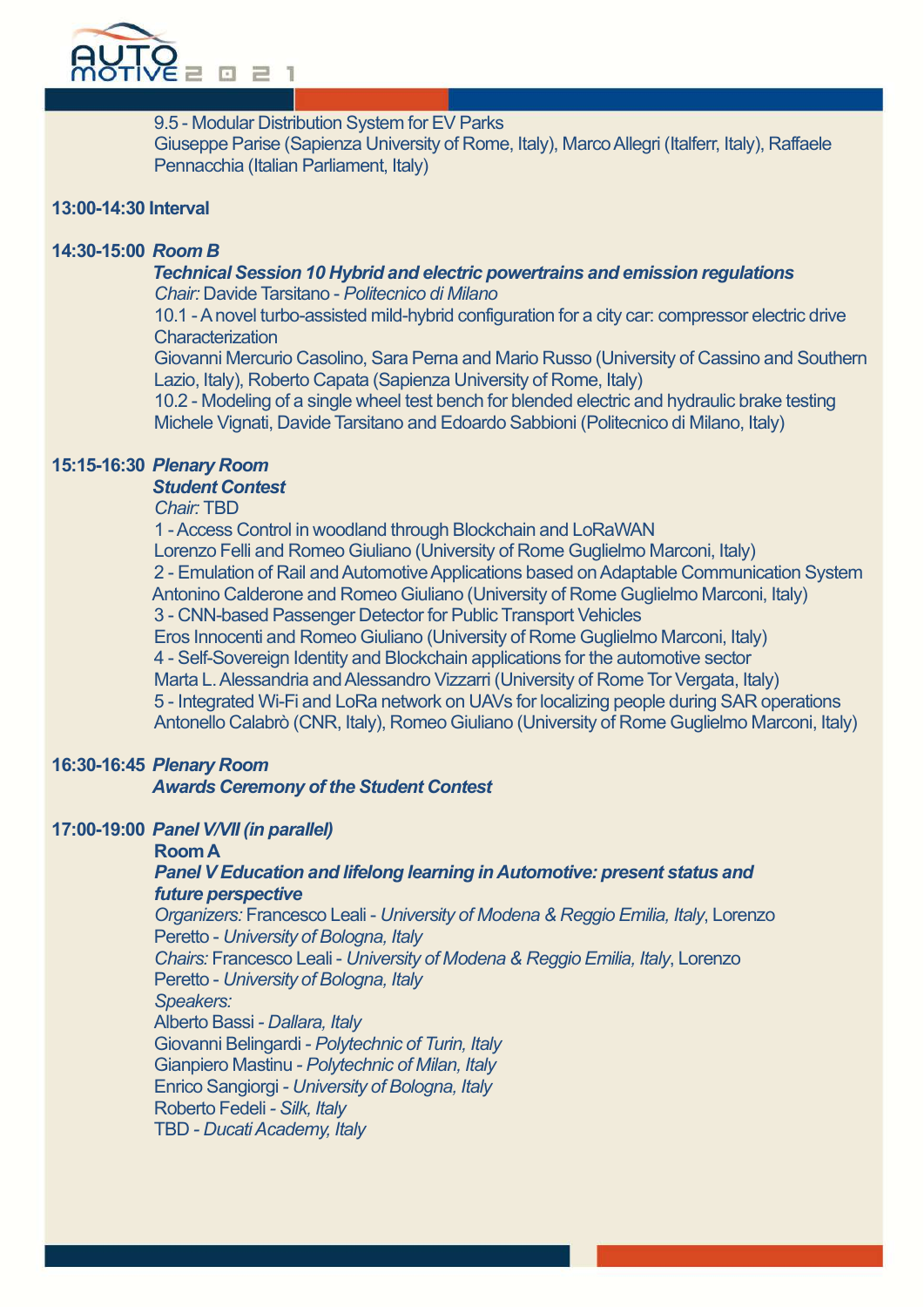9.5 - Modular Distribution System for EV Parks
Giuseppe Parise (Sapienza University of Rome, Italy), Marco Allegri (Italferr, Italy), Raffaele Pennacchia (Italian Parliament, Italy)

**13:00-14:30 Interval**

**14:30-15:00** ***Room B***

***Technical Session 10 Hybrid and electric powertrains and emission regulations***
*Chair:* Davide Tarsitano - *Politecnico di Milano*
10.1 - A novel turbo-assisted mild-hybrid configuration for a city car: compressor electric drive Characterization
Giovanni Mercurio Casolino, Sara Perna and Mario Russo (University of Cassino and Southern Lazio, Italy), Roberto Capata (Sapienza University of Rome, Italy)
10.2 - Modeling of a single wheel test bench for blended electric and hydraulic brake testing
Michele Vignati, Davide Tarsitano and Edoardo Sabbioni (Politecnico di Milano, Italy)

**15:15-16:30** ***Plenary Room***

***Student Contest***
*Chair:* TBD
1 - Access Control in woodland through Blockchain and LoRaWAN
Lorenzo Felli and Romeo Giuliano (University of Rome Guglielmo Marconi, Italy)
2 - Emulation of Rail and Automotive Applications based on Adaptable Communication System
Antonino Calderone and Romeo Giuliano (University of Rome Guglielmo Marconi, Italy)
3 - CNN-based Passenger Detector for Public Transport Vehicles
Eros Innocenti and Romeo Giuliano (University of Rome Guglielmo Marconi, Italy)
4 - Self-Sovereign Identity and Blockchain applications for the automotive sector
Marta L. Alessandria and Alessandro Vizzarri (University of Rome Tor Vergata, Italy)
5 - Integrated Wi-Fi and LoRa network on UAVs for localizing people during SAR operations
Antonello Calabrò (CNR, Italy), Romeo Giuliano (University of Rome Guglielmo Marconi, Italy)

**16:30-16:45** ***Plenary Room***

***Awards Ceremony of the Student Contest***

**17:00-19:00** ***Panel V/VII (in parallel)***

**Room A**

***Panel V Education and lifelong learning in Automotive: present status and future perspective***
*Organizers:* Francesco Leali - *University of Modena & Reggio Emilia, Italy*, Lorenzo Peretto - *University of Bologna, Italy*
*Chairs:* Francesco Leali - *University of Modena & Reggio Emilia, Italy*, Lorenzo Peretto - *University of Bologna, Italy*
*Speakers:*
Alberto Bassi - *Dallara, Italy*
Giovanni Belingardi - *Polytechnic of Turin, Italy*
Gianpiero Mastinu - *Polytechnic of Milan, Italy*
Enrico Sangiorgi - *University of Bologna, Italy*
Roberto Fedeli - *Silk, Italy*
TBD - *Ducati Academy, Italy*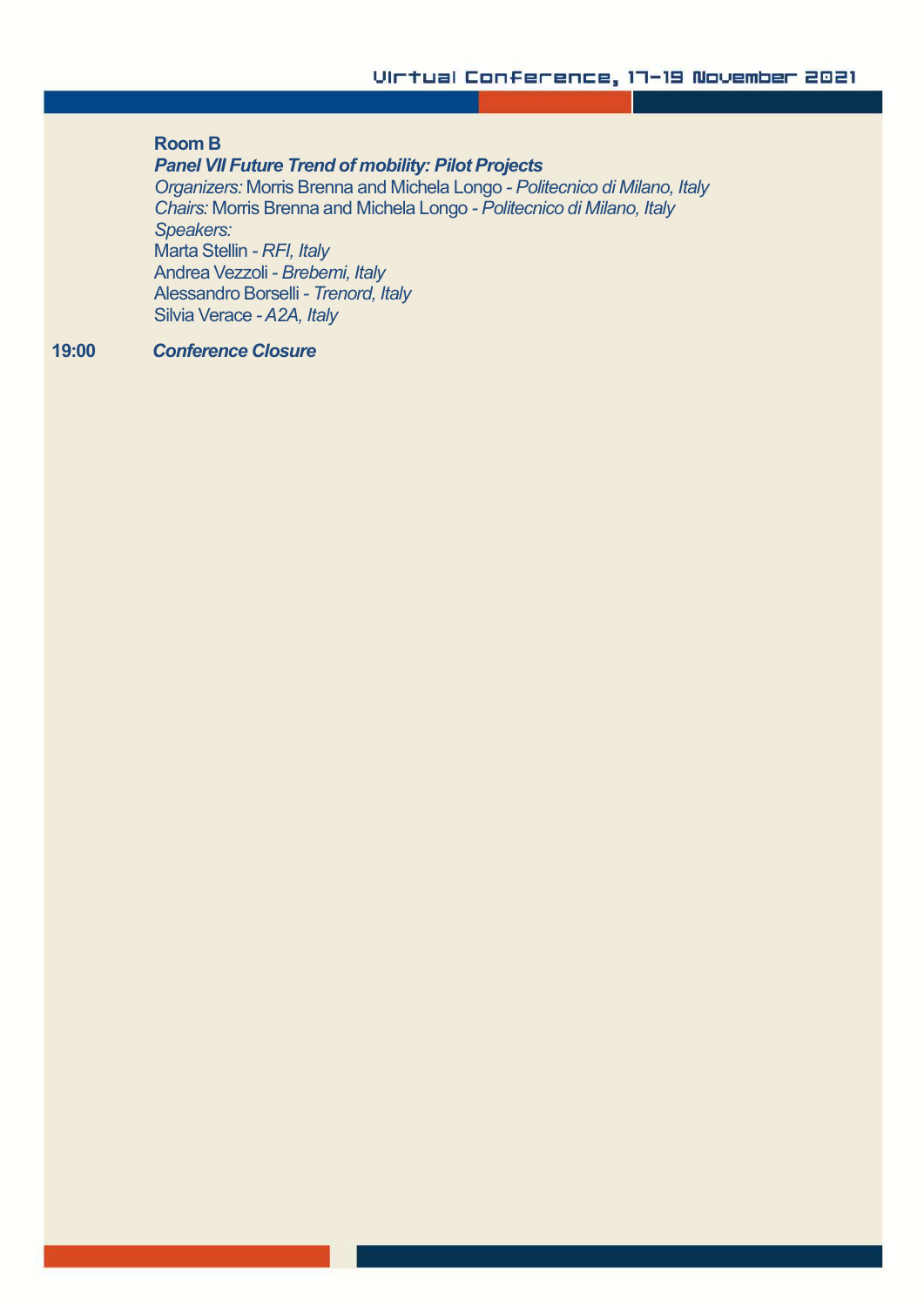**Room B**

***Panel VII Future Trend of mobility: Pilot Projects***

*Organizers:* Morris Brenna and Michela Longo - *Politecnico di Milano, Italy*

*Chairs:* Morris Brenna and Michela Longo - *Politecnico di Milano, Italy*

*Speakers:*

Marta Stellin - *RFI, Italy*

Andrea Vezzoli - *Brebemi, Italy*

Alessandro Borselli - *Trenord, Italy*

Silvia Verace - *A2A, Italy*

**19:00** ***Conference Closure***